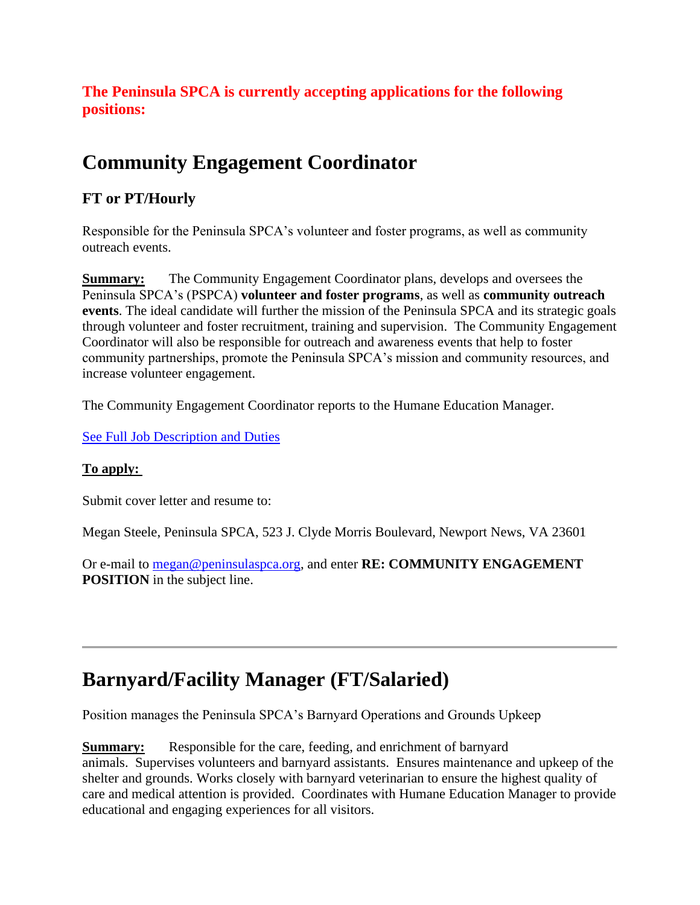**The Peninsula SPCA is currently accepting applications for the following positions:**

# Community Engagement Coordinator

### FT or PT/Hourly

Responsible for the Peninsula SPCA's volunteer and foster programs, as well as community outreach events.

**Summary:** The Community Engagement Coordinator plans, develops and oversees the Peninsula SPCA's (PSPCA) **volunteer and foster programs**, as well as **community outreach events**. The ideal candidate will further the mission of the Peninsula SPCA and its strategic goals through volunteer and foster recruitment, training and supervision. The Community Engagement Coordinator will also be responsible for outreach and awareness events that help to foster community partnerships, promote the Peninsula SPCA's mission and community resources, and increase volunteer engagement.

The Community Engagement Coordinator reports to the Humane Education Manager.

See Full Job Description and Duties

**To apply:**

Submit cover letter and resume to:

Megan Steele, Peninsula SPCA, 523 J. Clyde Morris Boulevard, Newport News, VA 23601

Or e-mail to megan@peninsulaspca.org, and enter **RE: COMMUNITY ENGAGEMENT POSITION** in the subject line.

---

# Barnyard/Facility Manager (FT/Salaried)

Position manages the Peninsula SPCA's Barnyard Operations and Grounds Upkeep

**Summary:** Responsible for the care, feeding, and enrichment of barnyard animals. Supervises volunteers and barnyard assistants. Ensures maintenance and upkeep of the shelter and grounds. Works closely with barnyard veterinarian to ensure the highest quality of care and medical attention is provided. Coordinates with Humane Education Manager to provide educational and engaging experiences for all visitors.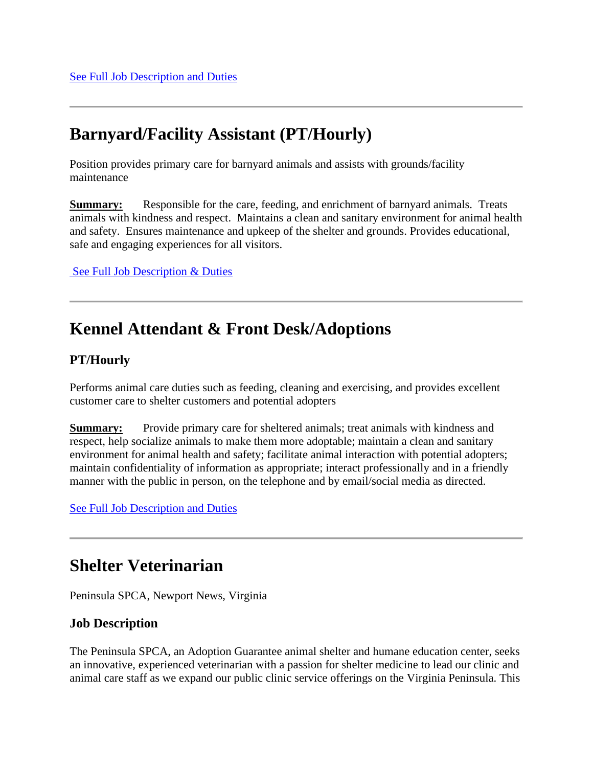[See Full Job Description and Duties]

---

## Barnyard/Facility Assistant (PT/Hourly)

Position provides primary care for barnyard animals and assists with grounds/facility maintenance

**Summary:** Responsible for the care, feeding, and enrichment of barnyard animals. Treats animals with kindness and respect. Maintains a clean and sanitary environment for animal health and safety. Ensures maintenance and upkeep of the shelter and grounds. Provides educational, safe and engaging experiences for all visitors.

[See Full Job Description & Duties]

---

## Kennel Attendant & Front Desk/Adoptions

### PT/Hourly

Performs animal care duties such as feeding, cleaning and exercising, and provides excellent customer care to shelter customers and potential adopters

**Summary:** Provide primary care for sheltered animals; treat animals with kindness and respect, help socialize animals to make them more adoptable; maintain a clean and sanitary environment for animal health and safety; facilitate animal interaction with potential adopters; maintain confidentiality of information as appropriate; interact professionally and in a friendly manner with the public in person, on the telephone and by email/social media as directed.

[See Full Job Description and Duties]

---

## Shelter Veterinarian

Peninsula SPCA, Newport News, Virginia

### Job Description

The Peninsula SPCA, an Adoption Guarantee animal shelter and humane education center, seeks an innovative, experienced veterinarian with a passion for shelter medicine to lead our clinic and animal care staff as we expand our public clinic service offerings on the Virginia Peninsula. This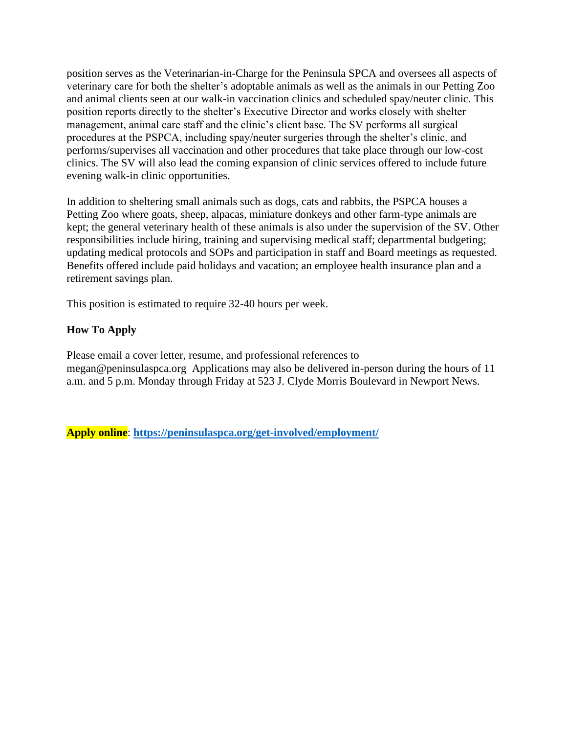position serves as the Veterinarian-in-Charge for the Peninsula SPCA and oversees all aspects of veterinary care for both the shelter's adoptable animals as well as the animals in our Petting Zoo and animal clients seen at our walk-in vaccination clinics and scheduled spay/neuter clinic. This position reports directly to the shelter's Executive Director and works closely with shelter management, animal care staff and the clinic's client base. The SV performs all surgical procedures at the PSPCA, including spay/neuter surgeries through the shelter's clinic, and performs/supervises all vaccination and other procedures that take place through our low-cost clinics. The SV will also lead the coming expansion of clinic services offered to include future evening walk-in clinic opportunities.

In addition to sheltering small animals such as dogs, cats and rabbits, the PSPCA houses a Petting Zoo where goats, sheep, alpacas, miniature donkeys and other farm-type animals are kept; the general veterinary health of these animals is also under the supervision of the SV. Other responsibilities include hiring, training and supervising medical staff; departmental budgeting; updating medical protocols and SOPs and participation in staff and Board meetings as requested. Benefits offered include paid holidays and vacation; an employee health insurance plan and a retirement savings plan.

This position is estimated to require 32-40 hours per week.

**How To Apply**

Please email a cover letter, resume, and professional references to megan@peninsulaspca.org Applications may also be delivered in-person during the hours of 11 a.m. and 5 p.m. Monday through Friday at 523 J. Clyde Morris Boulevard in Newport News.

**Apply online**: **https://peninsulaspca.org/get-involved/employment/**